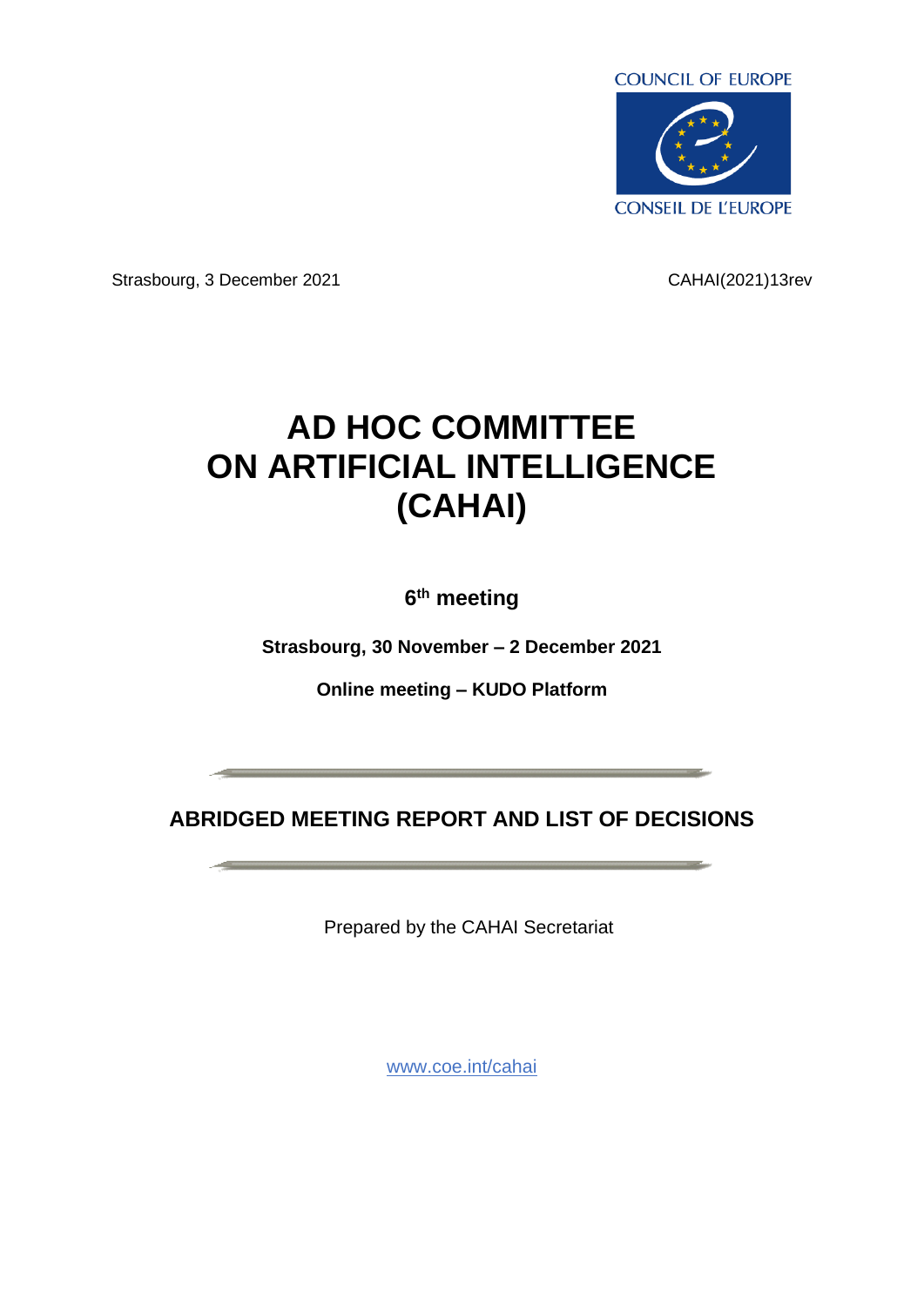COUNCIL OF EUROPE

CONSEIL DE L'EUROPE

Strasbourg, 3 December 2021

CAHAI(2021)13rev

# AD HOC COMMITTEE ON ARTIFICIAL INTELLIGENCE (CAHAI)

**6th meeting**

**Strasbourg, 30 November – 2 December 2021**

**Online meeting – KUDO Platform**

---

## ABRIDGED MEETING REPORT AND LIST OF DECISIONS

---

Prepared by the CAHAI Secretariat

www.coe.int/cahai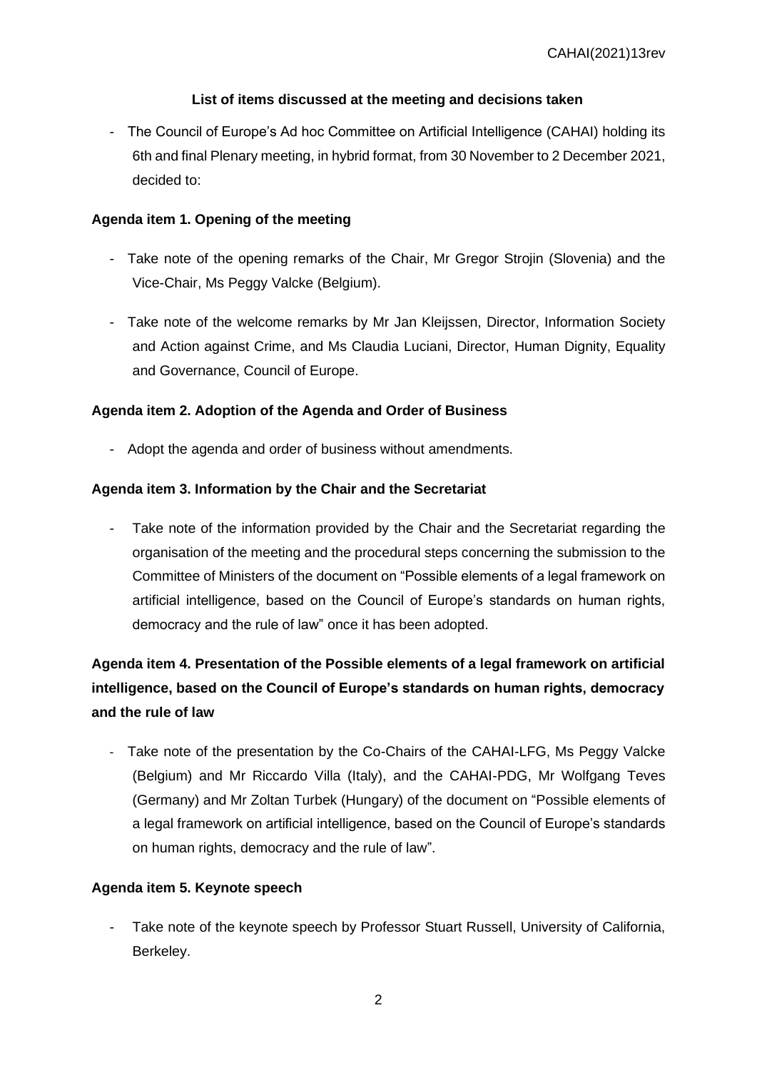## List of items discussed at the meeting and decisions taken

- The Council of Europe's Ad hoc Committee on Artificial Intelligence (CAHAI) holding its 6th and final Plenary meeting, in hybrid format, from 30 November to 2 December 2021, decided to:

### Agenda item 1. Opening of the meeting

- Take note of the opening remarks of the Chair, Mr Gregor Strojin (Slovenia) and the Vice-Chair, Ms Peggy Valcke (Belgium).

- Take note of the welcome remarks by Mr Jan Kleijssen, Director, Information Society and Action against Crime, and Ms Claudia Luciani, Director, Human Dignity, Equality and Governance, Council of Europe.

### Agenda item 2. Adoption of the Agenda and Order of Business

- Adopt the agenda and order of business without amendments.

### Agenda item 3. Information by the Chair and the Secretariat

- Take note of the information provided by the Chair and the Secretariat regarding the organisation of the meeting and the procedural steps concerning the submission to the Committee of Ministers of the document on "Possible elements of a legal framework on artificial intelligence, based on the Council of Europe's standards on human rights, democracy and the rule of law" once it has been adopted.

### Agenda item 4. Presentation of the Possible elements of a legal framework on artificial intelligence, based on the Council of Europe's standards on human rights, democracy and the rule of law

- Take note of the presentation by the Co-Chairs of the CAHAI-LFG, Ms Peggy Valcke (Belgium) and Mr Riccardo Villa (Italy), and the CAHAI-PDG, Mr Wolfgang Teves (Germany) and Mr Zoltan Turbek (Hungary) of the document on "Possible elements of a legal framework on artificial intelligence, based on the Council of Europe's standards on human rights, democracy and the rule of law".

### Agenda item 5. Keynote speech

- Take note of the keynote speech by Professor Stuart Russell, University of California, Berkeley.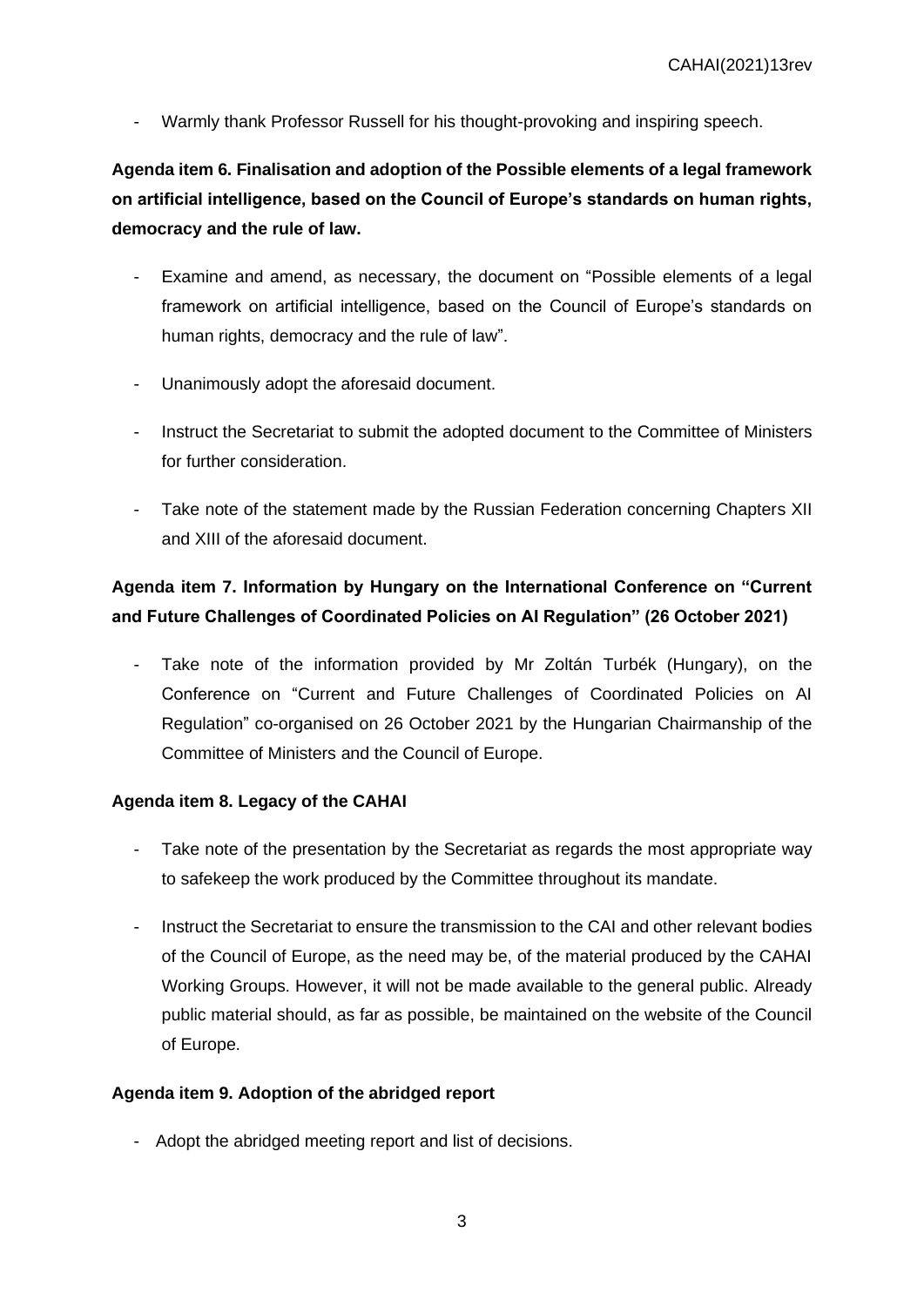- Warmly thank Professor Russell for his thought-provoking and inspiring speech.

**Agenda item 6. Finalisation and adoption of the Possible elements of a legal framework on artificial intelligence, based on the Council of Europe's standards on human rights, democracy and the rule of law.**

- Examine and amend, as necessary, the document on "Possible elements of a legal framework on artificial intelligence, based on the Council of Europe's standards on human rights, democracy and the rule of law".
- Unanimously adopt the aforesaid document.
- Instruct the Secretariat to submit the adopted document to the Committee of Ministers for further consideration.
- Take note of the statement made by the Russian Federation concerning Chapters XII and XIII of the aforesaid document.

**Agenda item 7. Information by Hungary on the International Conference on "Current and Future Challenges of Coordinated Policies on AI Regulation" (26 October 2021)**

- Take note of the information provided by Mr Zoltán Turbék (Hungary), on the Conference on "Current and Future Challenges of Coordinated Policies on AI Regulation" co-organised on 26 October 2021 by the Hungarian Chairmanship of the Committee of Ministers and the Council of Europe.

**Agenda item 8. Legacy of the CAHAI**

- Take note of the presentation by the Secretariat as regards the most appropriate way to safekeep the work produced by the Committee throughout its mandate.
- Instruct the Secretariat to ensure the transmission to the CAI and other relevant bodies of the Council of Europe, as the need may be, of the material produced by the CAHAI Working Groups. However, it will not be made available to the general public. Already public material should, as far as possible, be maintained on the website of the Council of Europe.

**Agenda item 9. Adoption of the abridged report**

- Adopt the abridged meeting report and list of decisions.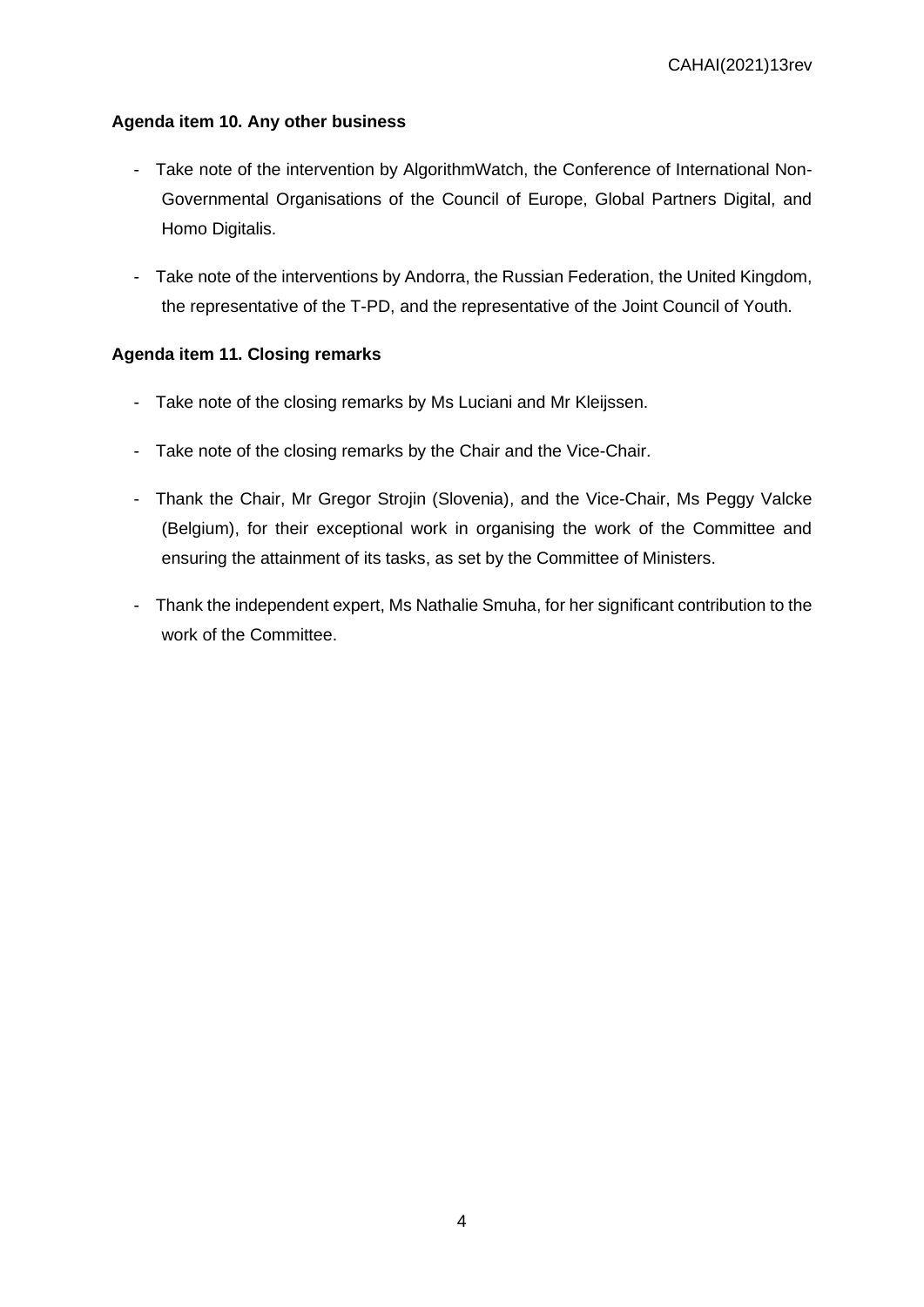**Agenda item 10. Any other business**

- Take note of the intervention by AlgorithmWatch, the Conference of International Non-Governmental Organisations of the Council of Europe, Global Partners Digital, and Homo Digitalis.

- Take note of the interventions by Andorra, the Russian Federation, the United Kingdom, the representative of the T-PD, and the representative of the Joint Council of Youth.

**Agenda item 11. Closing remarks**

- Take note of the closing remarks by Ms Luciani and Mr Kleijssen.

- Take note of the closing remarks by the Chair and the Vice-Chair.

- Thank the Chair, Mr Gregor Strojin (Slovenia), and the Vice-Chair, Ms Peggy Valcke (Belgium), for their exceptional work in organising the work of the Committee and ensuring the attainment of its tasks, as set by the Committee of Ministers.

- Thank the independent expert, Ms Nathalie Smuha, for her significant contribution to the work of the Committee.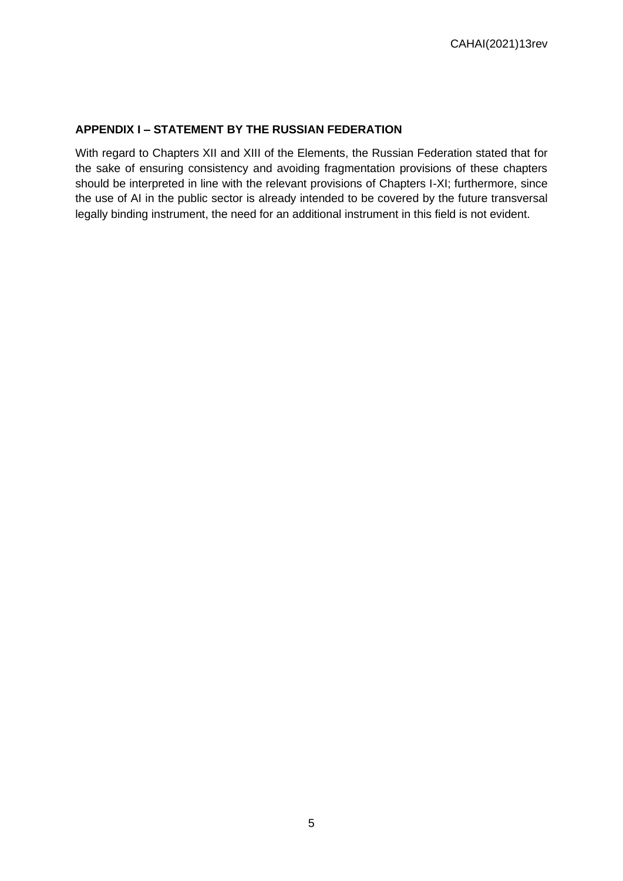## APPENDIX I – STATEMENT BY THE RUSSIAN FEDERATION

With regard to Chapters XII and XIII of the Elements, the Russian Federation stated that for the sake of ensuring consistency and avoiding fragmentation provisions of these chapters should be interpreted in line with the relevant provisions of Chapters I-XI; furthermore, since the use of AI in the public sector is already intended to be covered by the future transversal legally binding instrument, the need for an additional instrument in this field is not evident.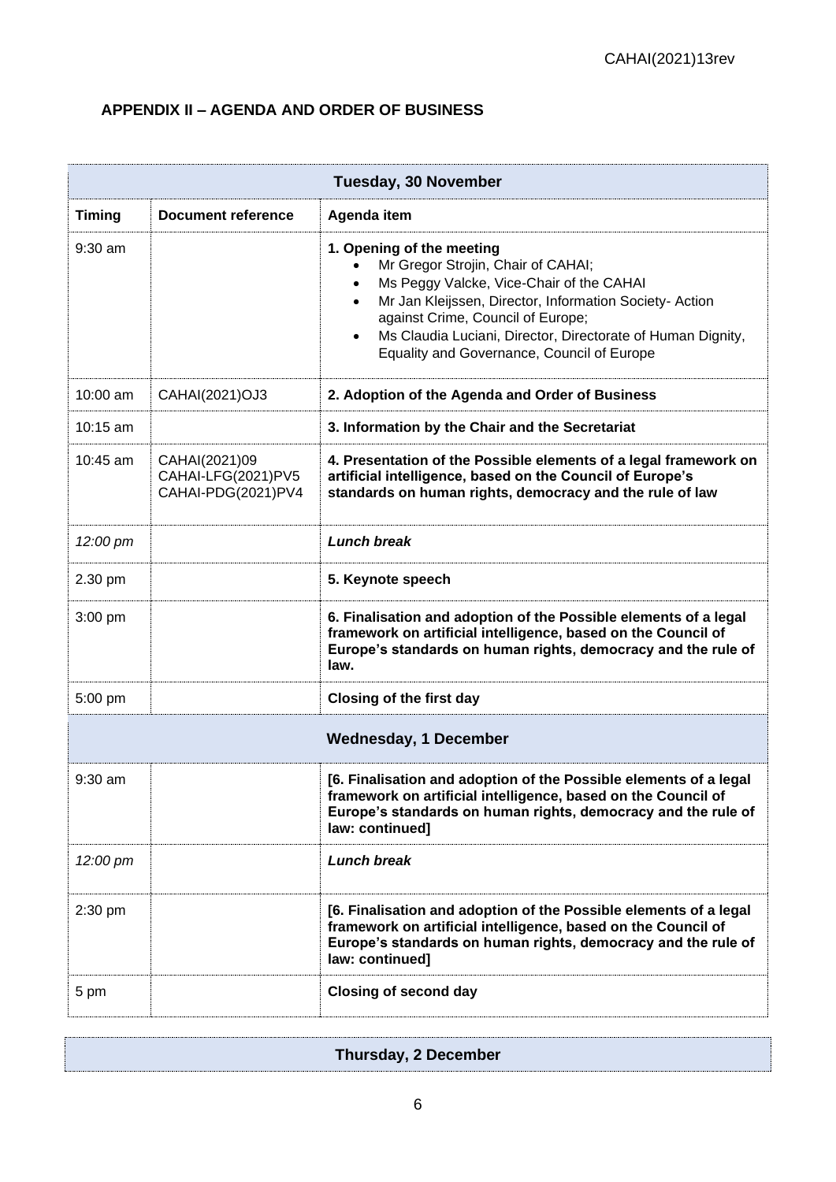## APPENDIX II – AGENDA AND ORDER OF BUSINESS

| **Tuesday, 30 November** | | |
|---|---|---|
| **Timing** | **Document reference** | **Agenda item** |
| 9:30 am | | **1. Opening of the meeting**<br>• Mr Gregor Strojin, Chair of CAHAI;<br>• Ms Peggy Valcke, Vice-Chair of the CAHAI<br>• Mr Jan Kleijssen, Director, Information Society- Action against Crime, Council of Europe;<br>• Ms Claudia Luciani, Director, Directorate of Human Dignity, Equality and Governance, Council of Europe |
| 10:00 am | CAHAI(2021)OJ3 | **2. Adoption of the Agenda and Order of Business** |
| 10:15 am | | **3. Information by the Chair and the Secretariat** |
| 10:45 am | CAHAI(2021)09<br>CAHAI-LFG(2021)PV5<br>CAHAI-PDG(2021)PV4 | **4. Presentation of the Possible elements of a legal framework on artificial intelligence, based on the Council of Europe's standards on human rights, democracy and the rule of law** |
| *12:00 pm* | | ***Lunch break*** |
| 2.30 pm | | **5. Keynote speech** |
| 3:00 pm | | **6. Finalisation and adoption of the Possible elements of a legal framework on artificial intelligence, based on the Council of Europe's standards on human rights, democracy and the rule of law.** |
| 5:00 pm | | **Closing of the first day** |
| **Wednesday, 1 December** | | |
| 9:30 am | | **[6. Finalisation and adoption of the Possible elements of a legal framework on artificial intelligence, based on the Council of Europe's standards on human rights, democracy and the rule of law: continued]** |
| *12:00 pm* | | ***Lunch break*** |
| 2:30 pm | | **[6. Finalisation and adoption of the Possible elements of a legal framework on artificial intelligence, based on the Council of Europe's standards on human rights, democracy and the rule of law: continued]** |
| 5 pm | | **Closing of second day** |

| **Thursday, 2 December** |
|---|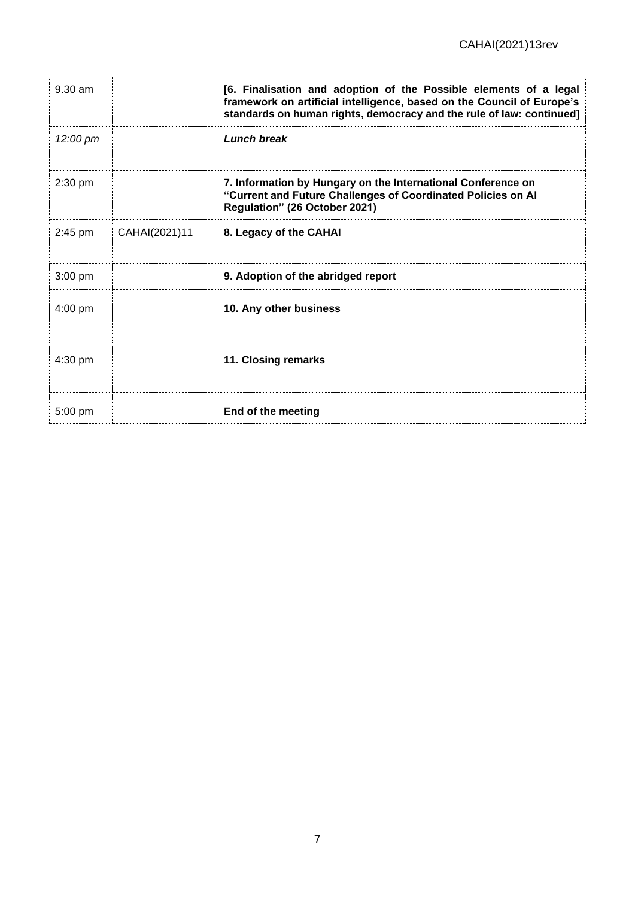| | | |
|---|---|---|
| 9.30 am | | **[6. Finalisation and adoption of the Possible elements of a legal framework on artificial intelligence, based on the Council of Europe's standards on human rights, democracy and the rule of law: continued]** |
| *12:00 pm* | | ***Lunch break*** |
| 2:30 pm | | **7. Information by Hungary on the International Conference on "Current and Future Challenges of Coordinated Policies on AI Regulation" (26 October 2021)** |
| 2:45 pm | CAHAI(2021)11 | **8. Legacy of the CAHAI** |
| 3:00 pm | | **9. Adoption of the abridged report** |
| 4:00 pm | | **10. Any other business** |
| 4:30 pm | | **11. Closing remarks** |
| 5:00 pm | | **End of the meeting** |